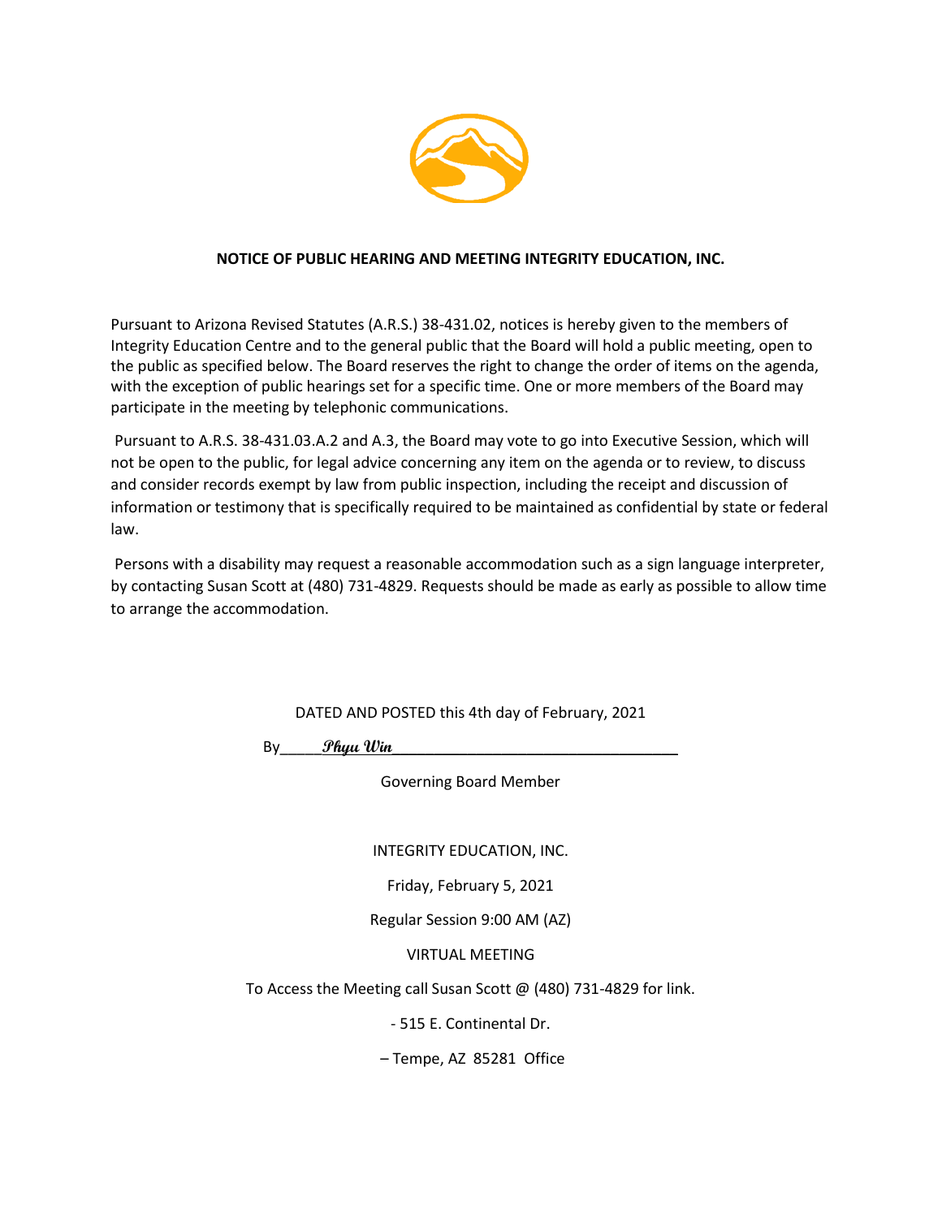**NOTICE OF PUBLIC HEARING AND MEETING INTEGRITY EDUCATION, INC.**

Pursuant to Arizona Revised Statutes (A.R.S.) 38-431.02, notices is hereby given to the members of Integrity Education Centre and to the general public that the Board will hold a public meeting, open to the public as specified below. The Board reserves the right to change the order of items on the agenda, with the exception of public hearings set for a specific time. One or more members of the Board may participate in the meeting by telephonic communications.

Pursuant to A.R.S. 38-431.03.A.2 and A.3, the Board may vote to go into Executive Session, which will not be open to the public, for legal advice concerning any item on the agenda or to review, to discuss and consider records exempt by law from public inspection, including the receipt and discussion of information or testimony that is specifically required to be maintained as confidential by state or federal law.

Persons with a disability may request a reasonable accommodation such as a sign language interpreter, by contacting Susan Scott at (480) 731-4829. Requests should be made as early as possible to allow time to arrange the accommodation.

DATED AND POSTED this 4th day of February, 2021

By_____*Phyu Win*__________________________________

Governing Board Member

INTEGRITY EDUCATION, INC.

Friday, February 5, 2021

Regular Session 9:00 AM (AZ)

VIRTUAL MEETING

To Access the Meeting call Susan Scott @ (480) 731-4829 for link.

- 515 E. Continental Dr.

– Tempe, AZ 85281 Office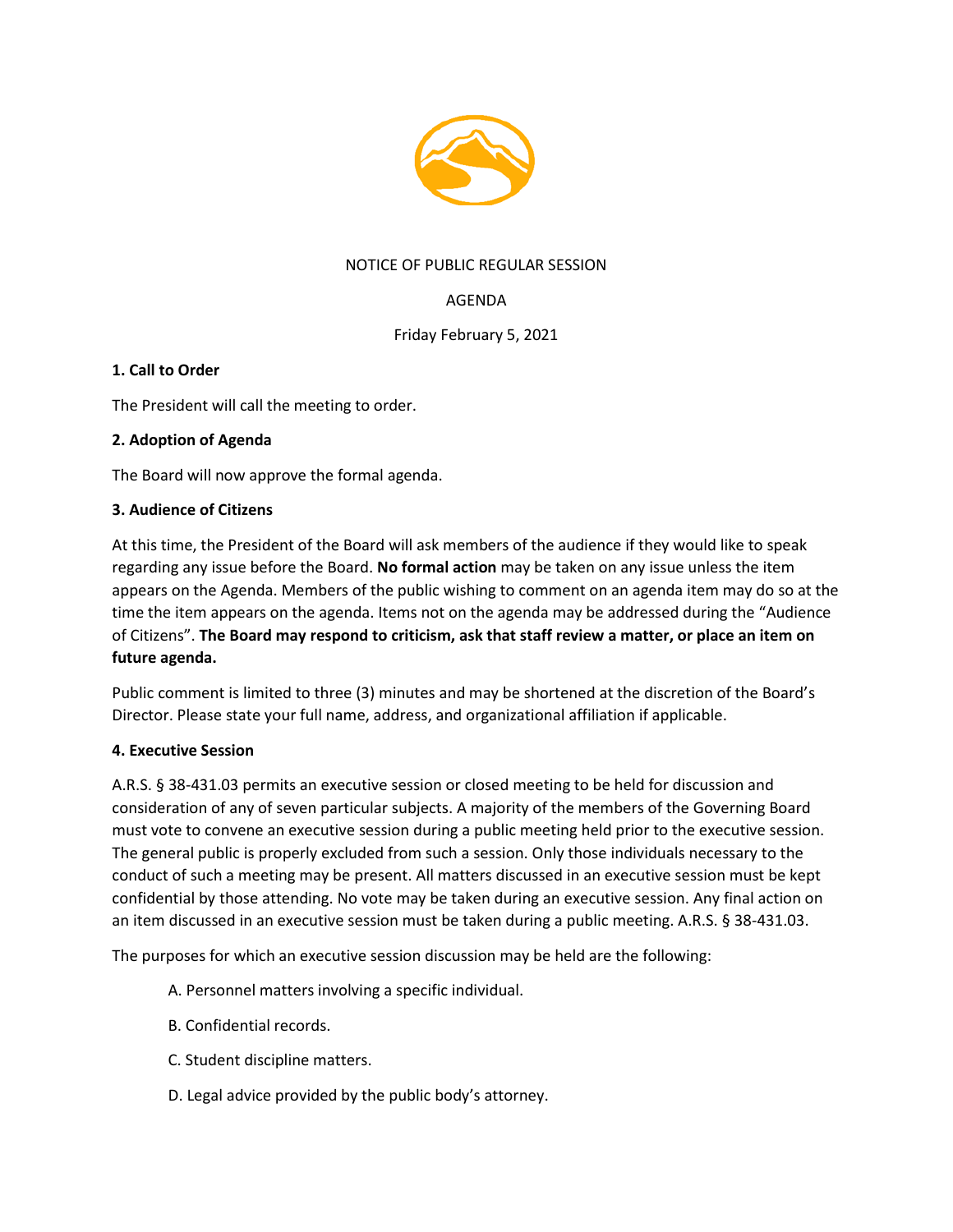NOTICE OF PUBLIC REGULAR SESSION

AGENDA

Friday February 5, 2021

**1. Call to Order**

The President will call the meeting to order.

**2. Adoption of Agenda**

The Board will now approve the formal agenda.

**3. Audience of Citizens**

At this time, the President of the Board will ask members of the audience if they would like to speak regarding any issue before the Board. **No formal action** may be taken on any issue unless the item appears on the Agenda. Members of the public wishing to comment on an agenda item may do so at the time the item appears on the agenda. Items not on the agenda may be addressed during the "Audience of Citizens". **The Board may respond to criticism, ask that staff review a matter, or place an item on future agenda.**

Public comment is limited to three (3) minutes and may be shortened at the discretion of the Board's Director. Please state your full name, address, and organizational affiliation if applicable.

**4. Executive Session**

A.R.S. § 38-431.03 permits an executive session or closed meeting to be held for discussion and consideration of any of seven particular subjects. A majority of the members of the Governing Board must vote to convene an executive session during a public meeting held prior to the executive session. The general public is properly excluded from such a session. Only those individuals necessary to the conduct of such a meeting may be present. All matters discussed in an executive session must be kept confidential by those attending. No vote may be taken during an executive session. Any final action on an item discussed in an executive session must be taken during a public meeting. A.R.S. § 38-431.03.

The purposes for which an executive session discussion may be held are the following:

A. Personnel matters involving a specific individual.

B. Confidential records.

C. Student discipline matters.

D. Legal advice provided by the public body's attorney.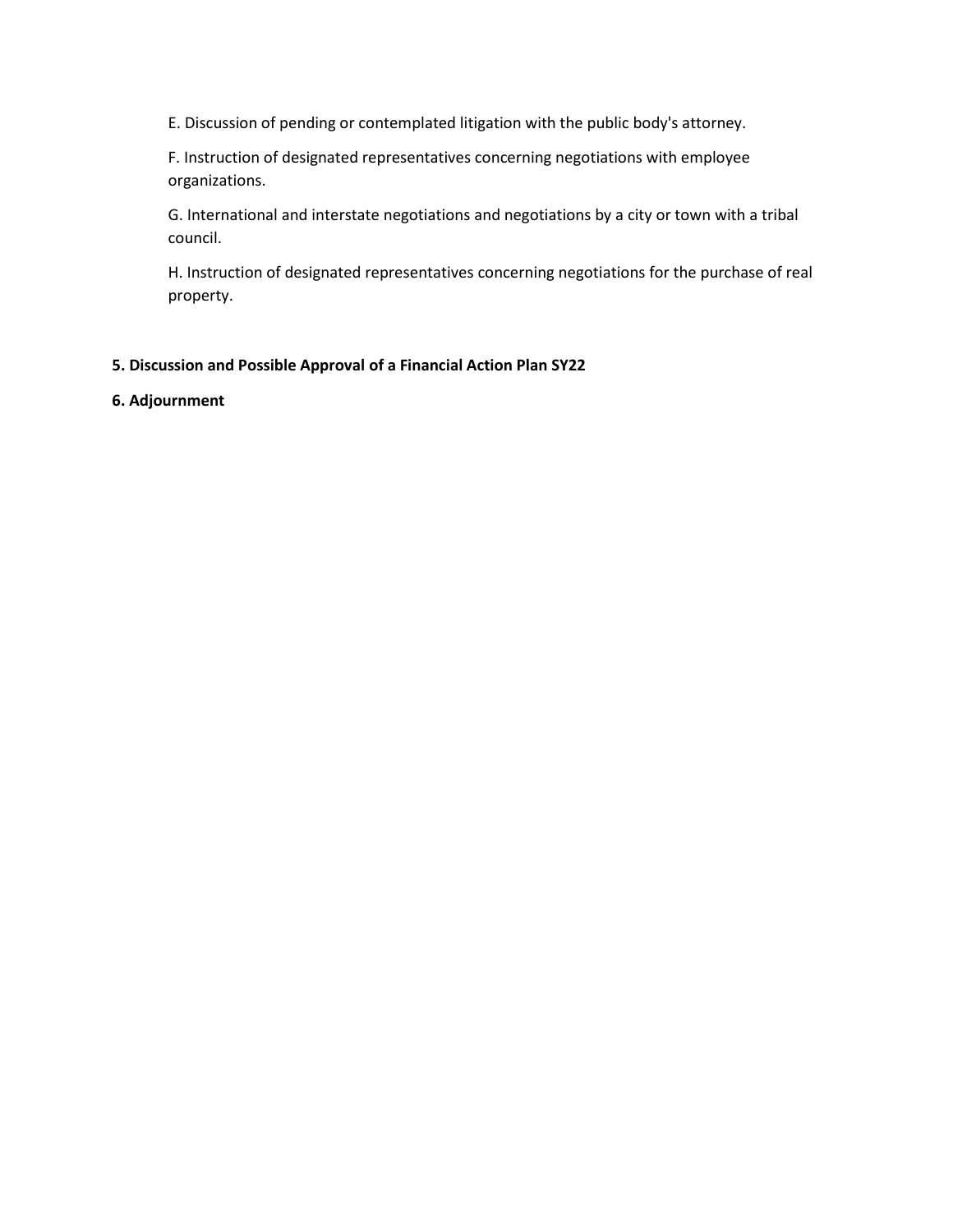E. Discussion of pending or contemplated litigation with the public body's attorney.

F. Instruction of designated representatives concerning negotiations with employee organizations.

G. International and interstate negotiations and negotiations by a city or town with a tribal council.

H. Instruction of designated representatives concerning negotiations for the purchase of real property.

**5. Discussion and Possible Approval of a Financial Action Plan SY22**

**6. Adjournment**